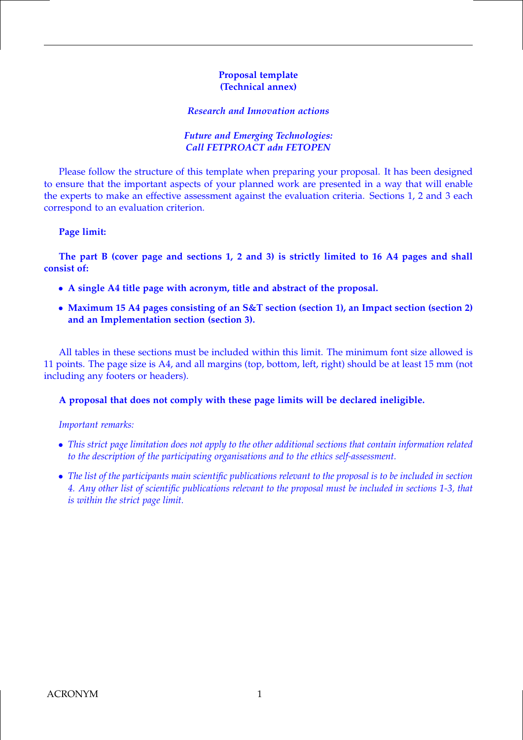**Proposal template**
**(Technical annex)**

***Research and Innovation actions***

***Future and Emerging Technologies:***
***Call FETPROACT adn FETOPEN***

Please follow the structure of this template when preparing your proposal. It has been designed to ensure that the important aspects of your planned work are presented in a way that will enable the experts to make an effective assessment against the evaluation criteria. Sections 1, 2 and 3 each correspond to an evaluation criterion.

**Page limit:**

**The part B (cover page and sections 1, 2 and 3) is strictly limited to 16 A4 pages and shall consist of:**

- **A single A4 title page with acronym, title and abstract of the proposal.**
- **Maximum 15 A4 pages consisting of an S&T section (section 1), an Impact section (section 2) and an Implementation section (section 3).**

All tables in these sections must be included within this limit. The minimum font size allowed is 11 points. The page size is A4, and all margins (top, bottom, left, right) should be at least 15 mm (not including any footers or headers).

**A proposal that does not comply with these page limits will be declared ineligible.**

*Important remarks:*

- *This strict page limitation does not apply to the other additional sections that contain information related to the description of the participating organisations and to the ethics self-assessment.*
- *The list of the participants main scientific publications relevant to the proposal is to be included in section 4. Any other list of scientific publications relevant to the proposal must be included in sections 1-3, that is within the strict page limit.*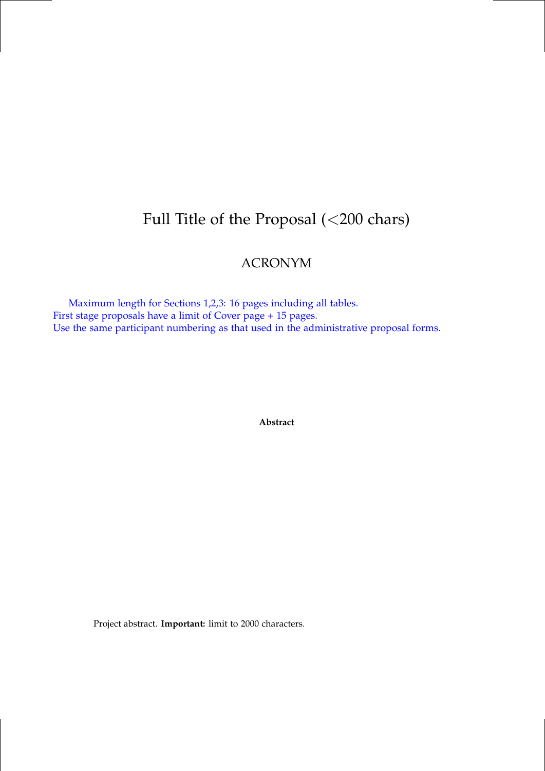# Full Title of the Proposal (<200 chars)

## ACRONYM

Maximum length for Sections 1,2,3: 16 pages including all tables.
First stage proposals have a limit of Cover page + 15 pages.
Use the same participant numbering as that used in the administrative proposal forms.

**Abstract**

Project abstract. **Important:** limit to 2000 characters.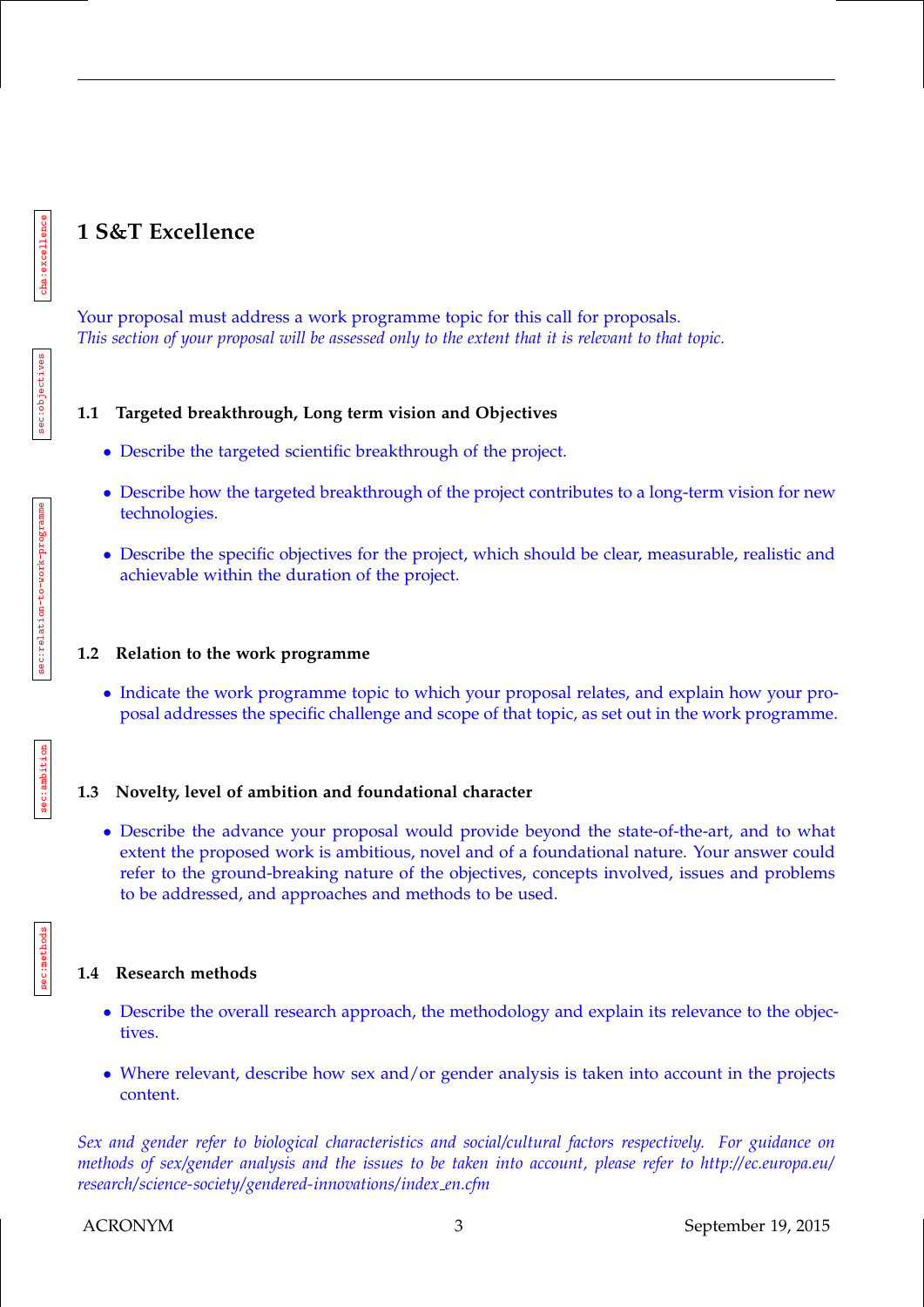# 1 S&T Excellence

Your proposal must address a work programme topic for this call for proposals.
*This section of your proposal will be assessed only to the extent that it is relevant to that topic.*

## 1.1 Targeted breakthrough, Long term vision and Objectives

- Describe the targeted scientific breakthrough of the project.
- Describe how the targeted breakthrough of the project contributes to a long-term vision for new technologies.
- Describe the specific objectives for the project, which should be clear, measurable, realistic and achievable within the duration of the project.

## 1.2 Relation to the work programme

- Indicate the work programme topic to which your proposal relates, and explain how your proposal addresses the specific challenge and scope of that topic, as set out in the work programme.

## 1.3 Novelty, level of ambition and foundational character

- Describe the advance your proposal would provide beyond the state-of-the-art, and to what extent the proposed work is ambitious, novel and of a foundational nature. Your answer could refer to the ground-breaking nature of the objectives, concepts involved, issues and problems to be addressed, and approaches and methods to be used.

## 1.4 Research methods

- Describe the overall research approach, the methodology and explain its relevance to the objectives.
- Where relevant, describe how sex and/or gender analysis is taken into account in the projects content.

*Sex and gender refer to biological characteristics and social/cultural factors respectively. For guidance on methods of sex/gender analysis and the issues to be taken into account, please refer to http://ec.europa.eu/research/science-society/gendered-innovations/index_en.cfm*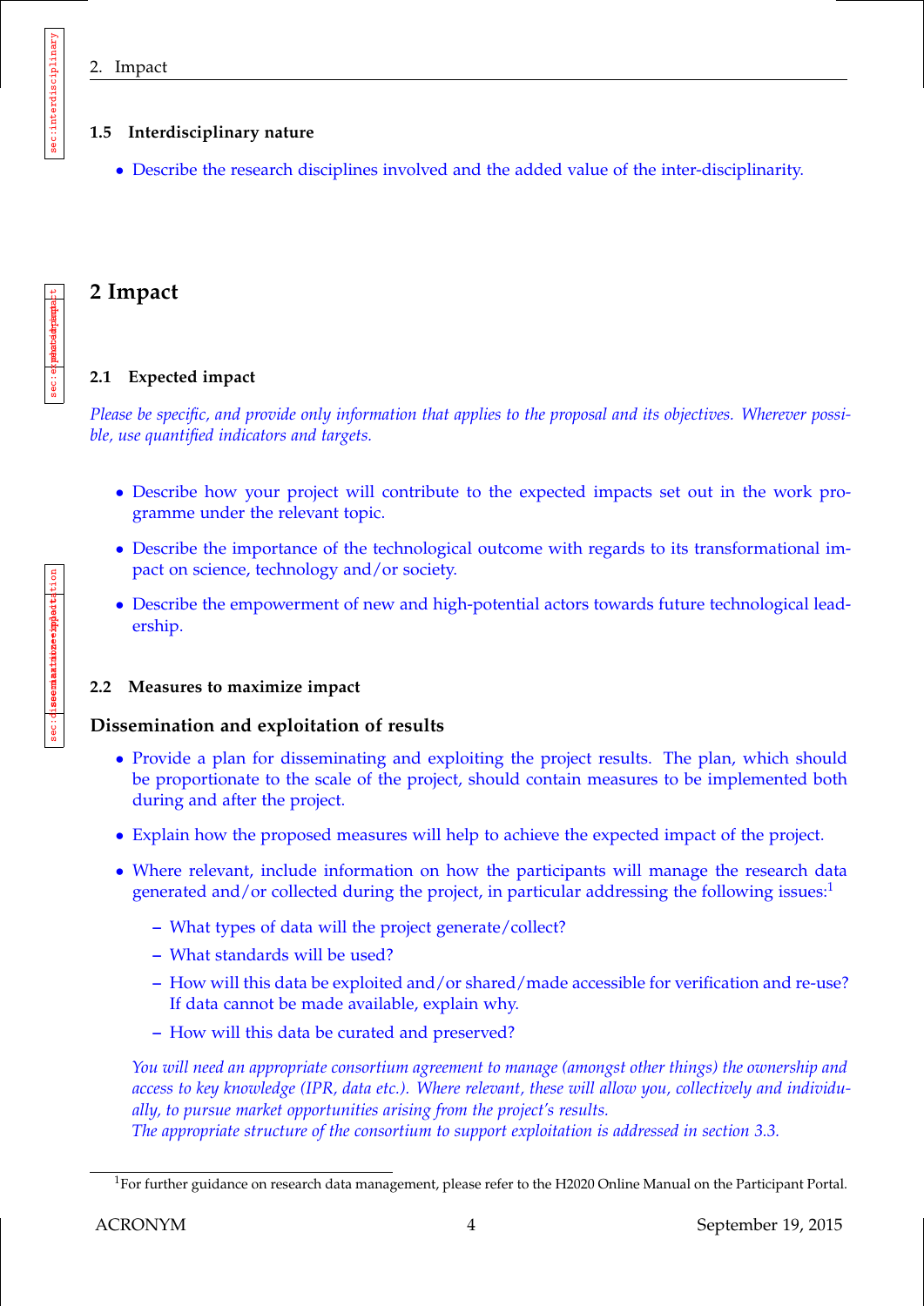### 1.5 Interdisciplinary nature

- Describe the research disciplines involved and the added value of the inter-disciplinarity.

# 2 Impact

### 2.1 Expected impact

*Please be specific, and provide only information that applies to the proposal and its objectives. Wherever possible, use quantified indicators and targets.*

- Describe how your project will contribute to the expected impacts set out in the work programme under the relevant topic.
- Describe the importance of the technological outcome with regards to its transformational impact on science, technology and/or society.
- Describe the empowerment of new and high-potential actors towards future technological leadership.

### 2.2 Measures to maximize impact

#### Dissemination and exploitation of results

- Provide a plan for disseminating and exploiting the project results. The plan, which should be proportionate to the scale of the project, should contain measures to be implemented both during and after the project.
- Explain how the proposed measures will help to achieve the expected impact of the project.
- Where relevant, include information on how the participants will manage the research data generated and/or collected during the project, in particular addressing the following issues:[1]
  - What types of data will the project generate/collect?
  - What standards will be used?
  - How will this data be exploited and/or shared/made accessible for verification and re-use? If data cannot be made available, explain why.
  - How will this data be curated and preserved?

*You will need an appropriate consortium agreement to manage (amongst other things) the ownership and access to key knowledge (IPR, data etc.). Where relevant, these will allow you, collectively and individually, to pursue market opportunities arising from the project's results.*
*The appropriate structure of the consortium to support exploitation is addressed in section 3.3.*

[1] For further guidance on research data management, please refer to the H2020 Online Manual on the Participant Portal.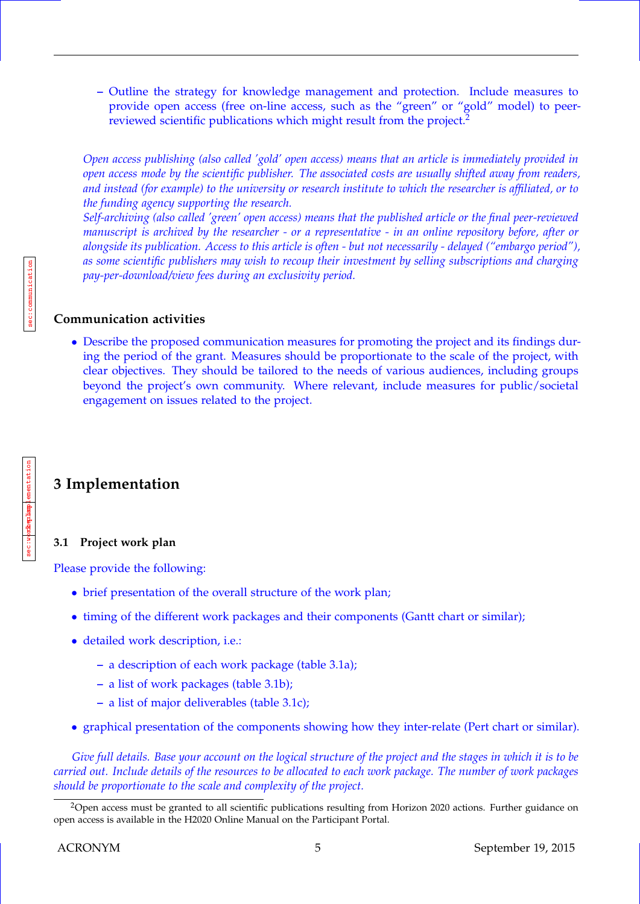- Outline the strategy for knowledge management and protection. Include measures to provide open access (free on-line access, such as the "green" or "gold" model) to peer-reviewed scientific publications which might result from the project.[2]

*Open access publishing (also called 'gold' open access) means that an article is immediately provided in open access mode by the scientific publisher. The associated costs are usually shifted away from readers, and instead (for example) to the university or research institute to which the researcher is affiliated, or to the funding agency supporting the research.*
*Self-archiving (also called 'green' open access) means that the published article or the final peer-reviewed manuscript is archived by the researcher - or a representative - in an online repository before, after or alongside its publication. Access to this article is often - but not necessarily - delayed ("embargo period"), as some scientific publishers may wish to recoup their investment by selling subscriptions and charging pay-per-download/view fees during an exclusivity period.*

**Communication activities**

- Describe the proposed communication measures for promoting the project and its findings during the period of the grant. Measures should be proportionate to the scale of the project, with clear objectives. They should be tailored to the needs of various audiences, including groups beyond the project's own community. Where relevant, include measures for public/societal engagement on issues related to the project.

# 3 Implementation

### 3.1 Project work plan

Please provide the following:

- brief presentation of the overall structure of the work plan;
- timing of the different work packages and their components (Gantt chart or similar);
- detailed work description, i.e.:
  - a description of each work package (table 3.1a);
  - a list of work packages (table 3.1b);
  - a list of major deliverables (table 3.1c);
- graphical presentation of the components showing how they inter-relate (Pert chart or similar).

*Give full details. Base your account on the logical structure of the project and the stages in which it is to be carried out. Include details of the resources to be allocated to each work package. The number of work packages should be proportionate to the scale and complexity of the project.*

[2] Open access must be granted to all scientific publications resulting from Horizon 2020 actions. Further guidance on open access is available in the H2020 Online Manual on the Participant Portal.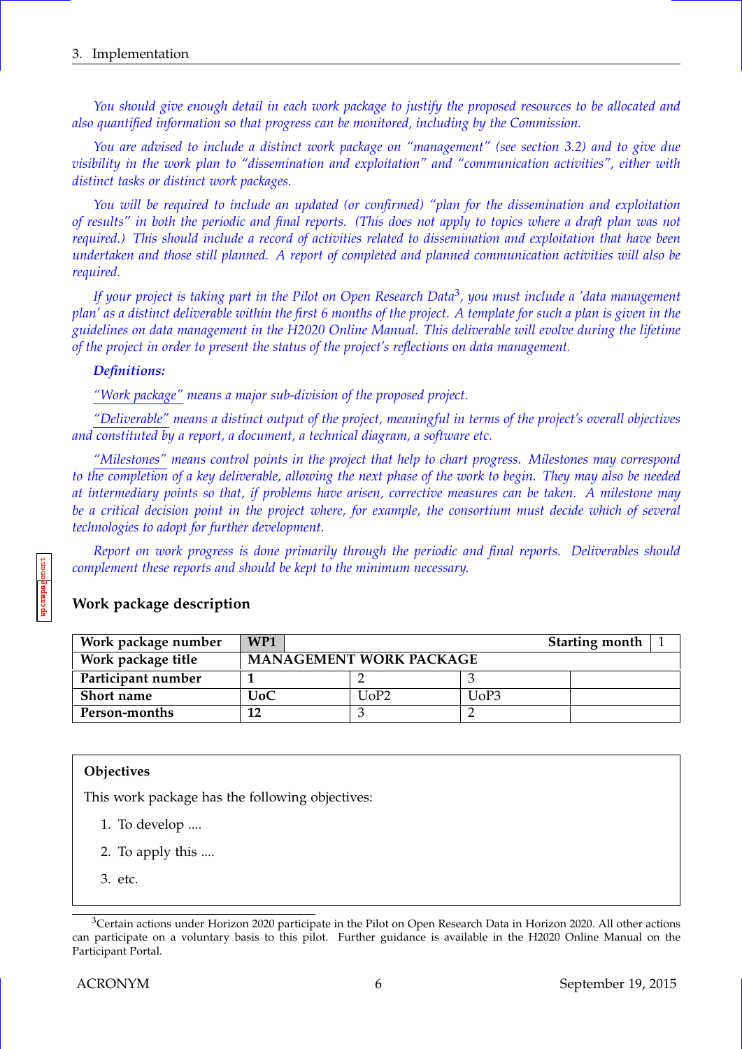*You should give enough detail in each work package to justify the proposed resources to be allocated and also quantified information so that progress can be monitored, including by the Commission.*

*You are advised to include a distinct work package on "management" (see section 3.2) and to give due visibility in the work plan to "dissemination and exploitation" and "communication activities", either with distinct tasks or distinct work packages.*

*You will be required to include an updated (or confirmed) "plan for the dissemination and exploitation of results" in both the periodic and final reports. (This does not apply to topics where a draft plan was not required.) This should include a record of activities related to dissemination and exploitation that have been undertaken and those still planned. A report of completed and planned communication activities will also be required.*

*If your project is taking part in the Pilot on Open Research Data[3], you must include a 'data management plan' as a distinct deliverable within the first 6 months of the project. A template for such a plan is given in the guidelines on data management in the H2020 Online Manual. This deliverable will evolve during the lifetime of the project in order to present the status of the project's reflections on data management.*

***Definitions:***

*"Work package" means a major sub-division of the proposed project.*

*"Deliverable" means a distinct output of the project, meaningful in terms of the project's overall objectives and constituted by a report, a document, a technical diagram, a software etc.*

*"Milestones" means control points in the project that help to chart progress. Milestones may correspond to the completion of a key deliverable, allowing the next phase of the work to begin. They may also be needed at intermediary points so that, if problems have arisen, corrective measures can be taken. A milestone may be a critical decision point in the project where, for example, the consortium must decide which of several technologies to adopt for further development.*

*Report on work progress is done primarily through the periodic and final reports. Deliverables should complement these reports and should be kept to the minimum necessary.*

### Work package description

| **Work package number** | **WP1** | | **Starting month** | 1 |
|---|---|---|---|---|
| **Work package title** | **MANAGEMENT WORK PACKAGE** | | | |
| **Participant number** | **1** | 2 | 3 | |
| **Short name** | **UoC** | UoP2 | UoP3 | |
| **Person-months** | **12** | 3 | 2 | |

**Objectives**

This work package has the following objectives:

1. To develop ....
2. To apply this ....
3. etc.

[3]Certain actions under Horizon 2020 participate in the Pilot on Open Research Data in Horizon 2020. All other actions can participate on a voluntary basis to this pilot. Further guidance is available in the H2020 Online Manual on the Participant Portal.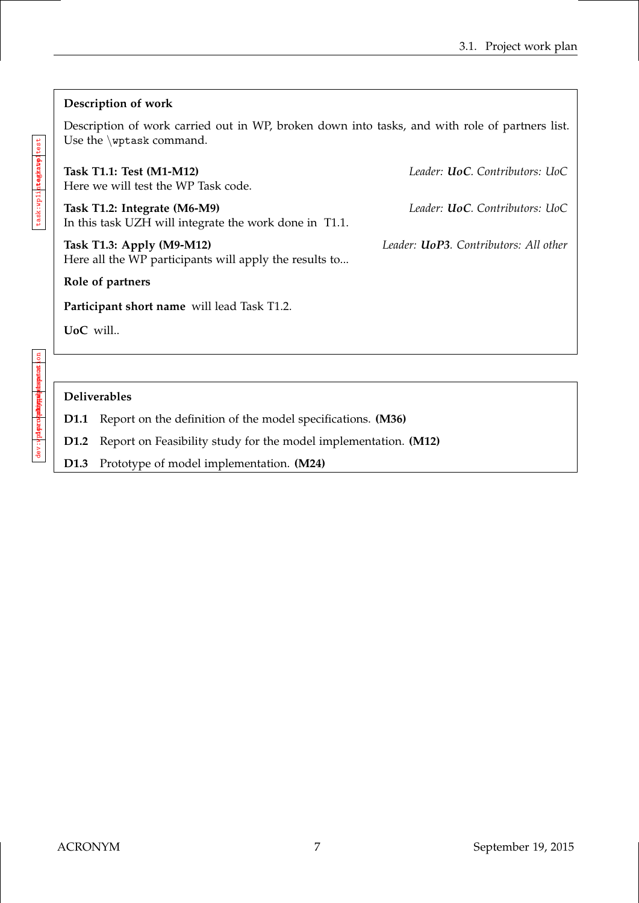**Description of work**

Description of work carried out in WP, broken down into tasks, and with role of partners list. Use the `\wptask` command.

**Task T1.1: Test (M1-M12)** *Leader: **UoC**. Contributors: UoC*
Here we will test the WP Task code.

**Task T1.2: Integrate (M6-M9)** *Leader: **UoC**. Contributors: UoC*
In this task UZH will integrate the work done in T1.1.

**Task T1.3: Apply (M9-M12)** *Leader: **UoP3**. Contributors: All other*
Here all the WP participants will apply the results to...

**Role of partners**

**Participant short name** will lead Task T1.2.

**UoC** will..

**Deliverables**

**D1.1** Report on the definition of the model specifications. **(M36)**

**D1.2** Report on Feasibility study for the model implementation. **(M12)**

**D1.3** Prototype of model implementation. **(M24)**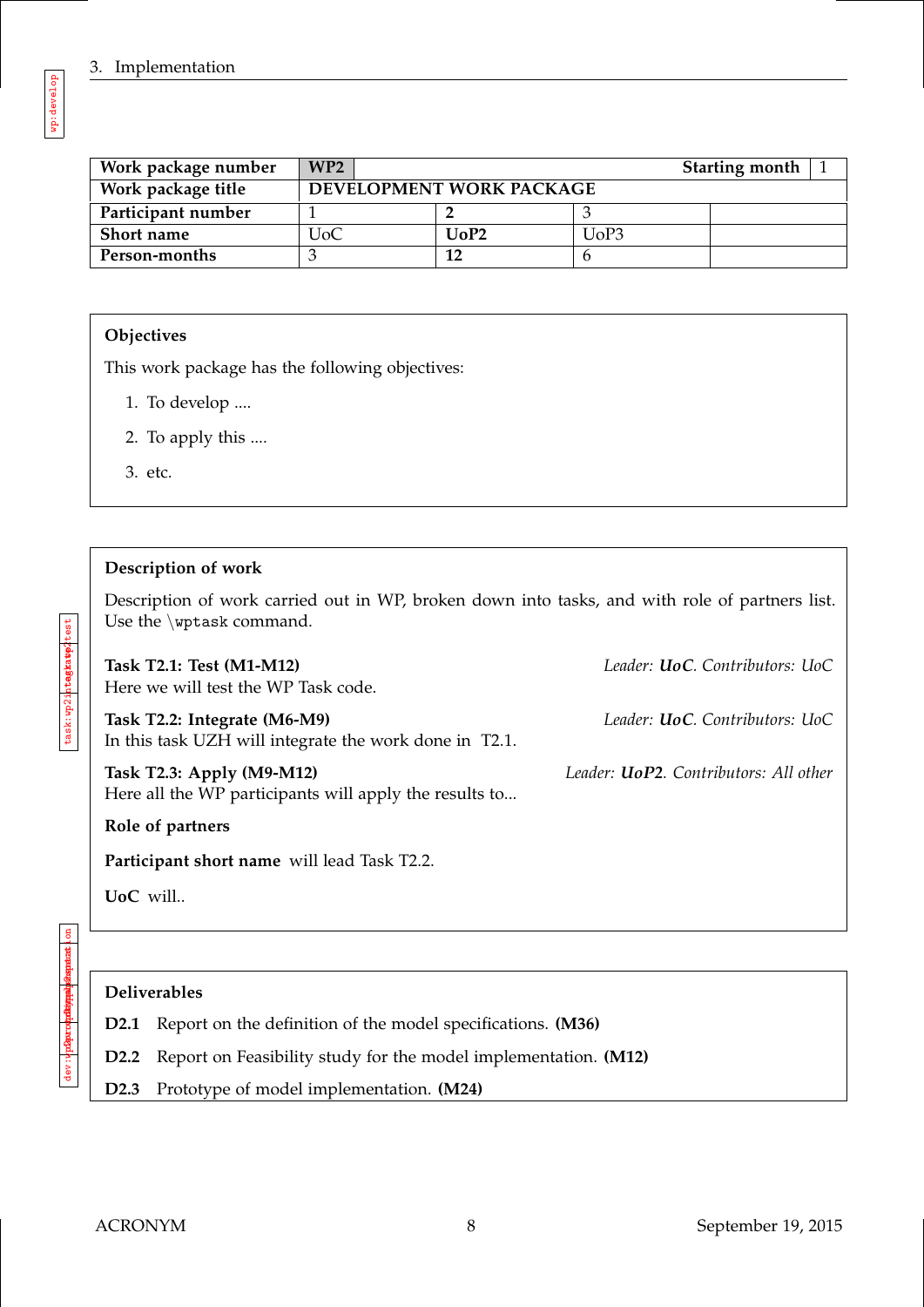| Work package number | WP2 | | Starting month | 1 |
|---|---|---|---|---|
| Work package title | DEVELOPMENT WORK PACKAGE | | | |
| Participant number | 1 | **2** | 3 | |
| Short name | UoC | **UoP2** | UoP3 | |
| Person-months | 3 | **12** | 6 | |

**Objectives**

This work package has the following objectives:

1. To develop ....
2. To apply this ....
3. etc.

**Description of work**

Description of work carried out in WP, broken down into tasks, and with role of partners list. Use the \wptask command.

**Task T2.1: Test (M1-M12)** — *Leader: **UoC**. Contributors: UoC*
Here we will test the WP Task code.

**Task T2.2: Integrate (M6-M9)** — *Leader: **UoC**. Contributors: UoC*
In this task UZH will integrate the work done in T2.1.

**Task T2.3: Apply (M9-M12)** — *Leader: **UoP2**. Contributors: All other*
Here all the WP participants will apply the results to...

**Role of partners**

**Participant short name** will lead Task T2.2.

**UoC** will..

**Deliverables**

**D2.1** Report on the definition of the model specifications. **(M36)**

**D2.2** Report on Feasibility study for the model implementation. **(M12)**

**D2.3** Prototype of model implementation. **(M24)**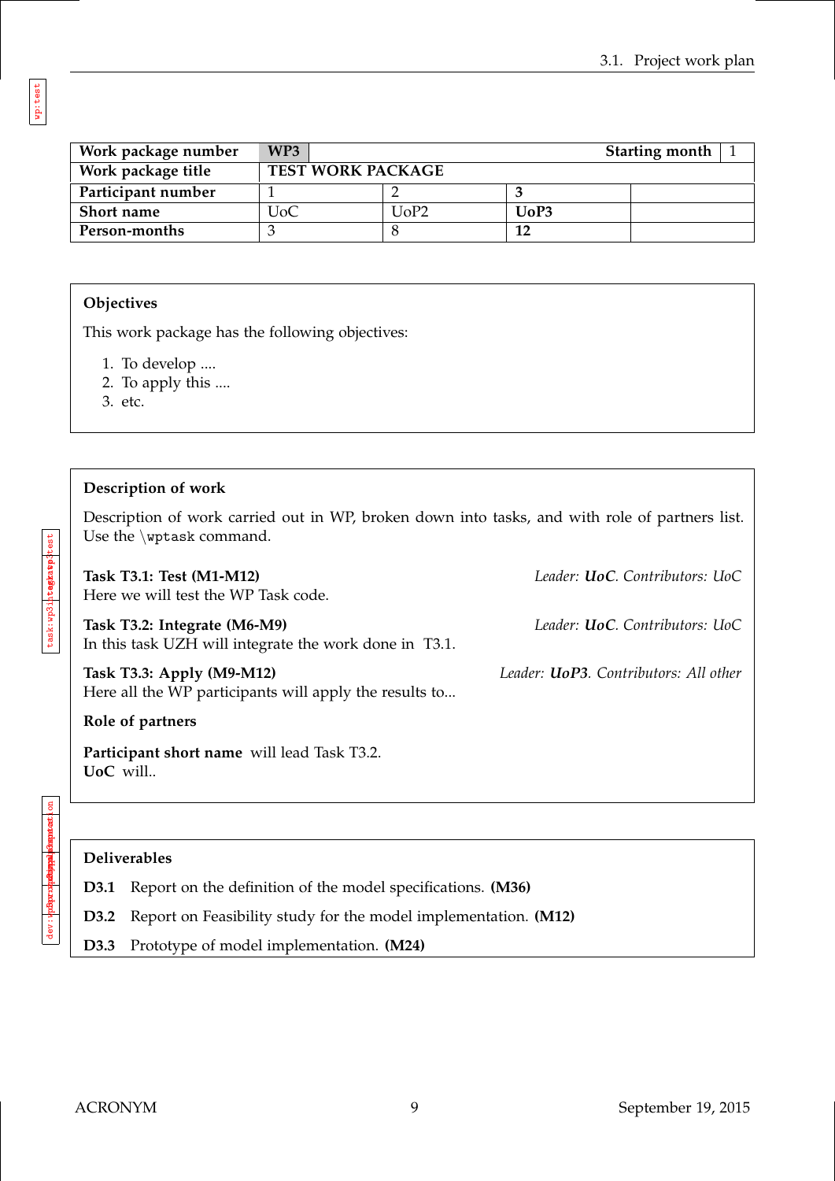| Work package number | WP3 | | | Starting month | 1 |
|---|---|---|---|---|---|
| Work package title | TEST WORK PACKAGE | | | | |
| Participant number | 1 | 2 | **3** | | |
| Short name | UoC | UoP2 | **UoP3** | | |
| Person-months | 3 | 8 | **12** | | |

**Objectives**

This work package has the following objectives:

1. To develop ....
2. To apply this ....
3. etc.

**Description of work**

Description of work carried out in WP, broken down into tasks, and with role of partners list. Use the \wptask command.

**Task T3.1: Test (M1-M12)** *Leader:* ***UoC****. Contributors: UoC*
Here we will test the WP Task code.

**Task T3.2: Integrate (M6-M9)** *Leader:* ***UoC****. Contributors: UoC*
In this task UZH will integrate the work done in T3.1.

**Task T3.3: Apply (M9-M12)** *Leader:* ***UoP3****. Contributors: All other*
Here all the WP participants will apply the results to...

**Role of partners**

**Participant short name** will lead Task T3.2.
**UoC** will..

**Deliverables**

**D3.1** Report on the definition of the model specifications. **(M36)**

**D3.2** Report on Feasibility study for the model implementation. **(M12)**

**D3.3** Prototype of model implementation. **(M24)**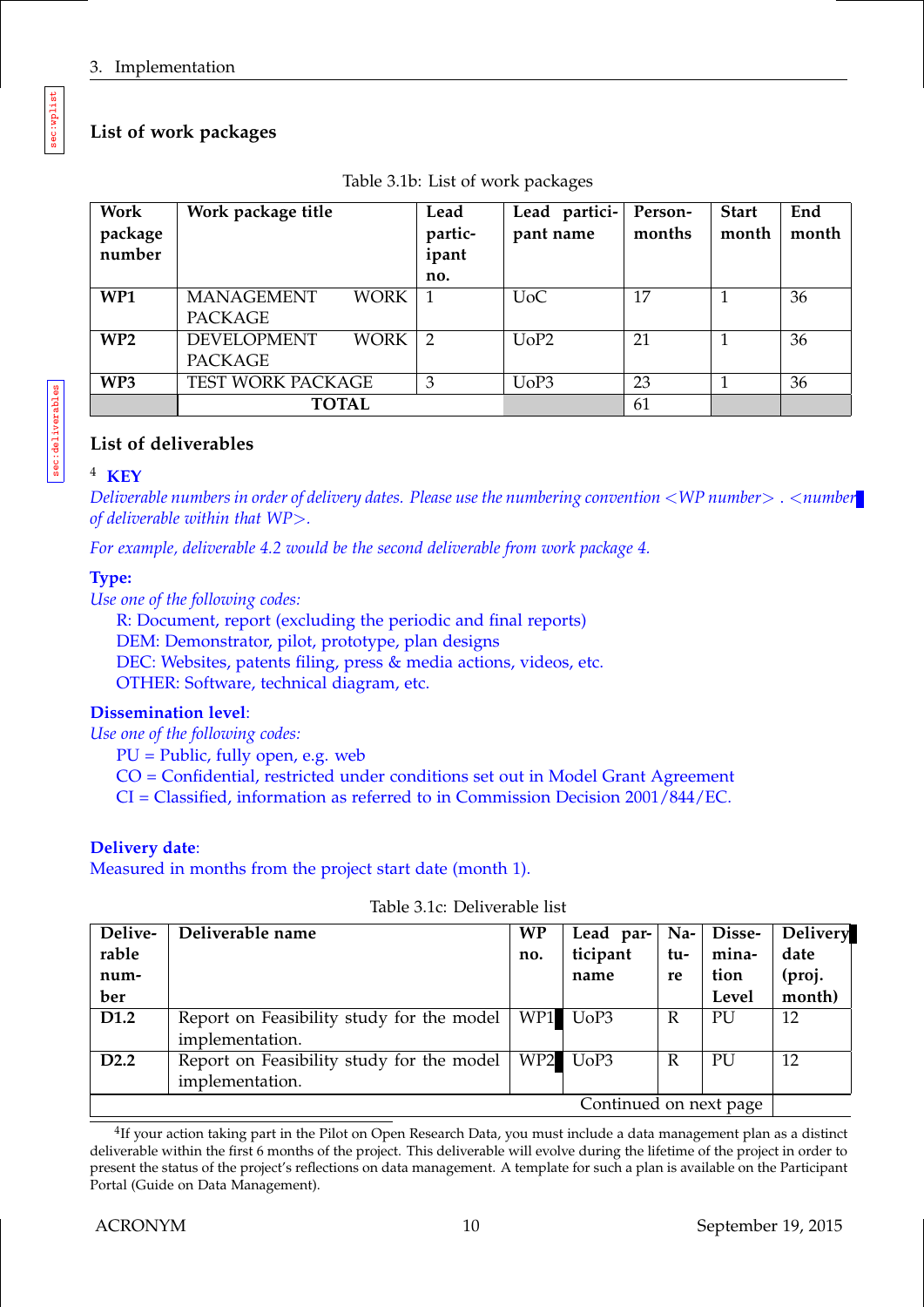## List of work packages

Table 3.1b: List of work packages

| Work package number | Work package title | Lead participant no. | Lead participant name | Person-months | Start month | End month |
|---|---|---|---|---|---|---|
| **WP1** | MANAGEMENT WORK PACKAGE | 1 | UoC | 17 | 1 | 36 |
| **WP2** | DEVELOPMENT WORK PACKAGE | 2 | UoP2 | 21 | 1 | 36 |
| **WP3** | TEST WORK PACKAGE | 3 | UoP3 | 23 | 1 | 36 |
| | **TOTAL** | | | 61 | | |

## List of deliverables

[4] **KEY**

*Deliverable numbers in order of delivery dates. Please use the numbering convention <WP number> . <number of deliverable within that WP>.*

*For example, deliverable 4.2 would be the second deliverable from work package 4.*

**Type:**

*Use one of the following codes:*

R: Document, report (excluding the periodic and final reports)
DEM: Demonstrator, pilot, prototype, plan designs
DEC: Websites, patents filing, press & media actions, videos, etc.
OTHER: Software, technical diagram, etc.

**Dissemination level**:

*Use one of the following codes:*

PU = Public, fully open, e.g. web
CO = Confidential, restricted under conditions set out in Model Grant Agreement
CI = Classified, information as referred to in Commission Decision 2001/844/EC.

**Delivery date**:

Measured in months from the project start date (month 1).

Table 3.1c: Deliverable list

| Deliverable number | Deliverable name | WP no. | Lead participant name | Nature | Dissemination Level | Delivery date (proj. month) |
|---|---|---|---|---|---|---|
| **D1.2** | Report on Feasibility study for the model implementation. | WP1 | UoP3 | R | PU | 12 |
| **D2.2** | Report on Feasibility study for the model implementation. | WP2 | UoP3 | R | PU | 12 |

Continued on next page

[4] If your action taking part in the Pilot on Open Research Data, you must include a data management plan as a distinct deliverable within the first 6 months of the project. This deliverable will evolve during the lifetime of the project in order to present the status of the project's reflections on data management. A template for such a plan is available on the Participant Portal (Guide on Data Management).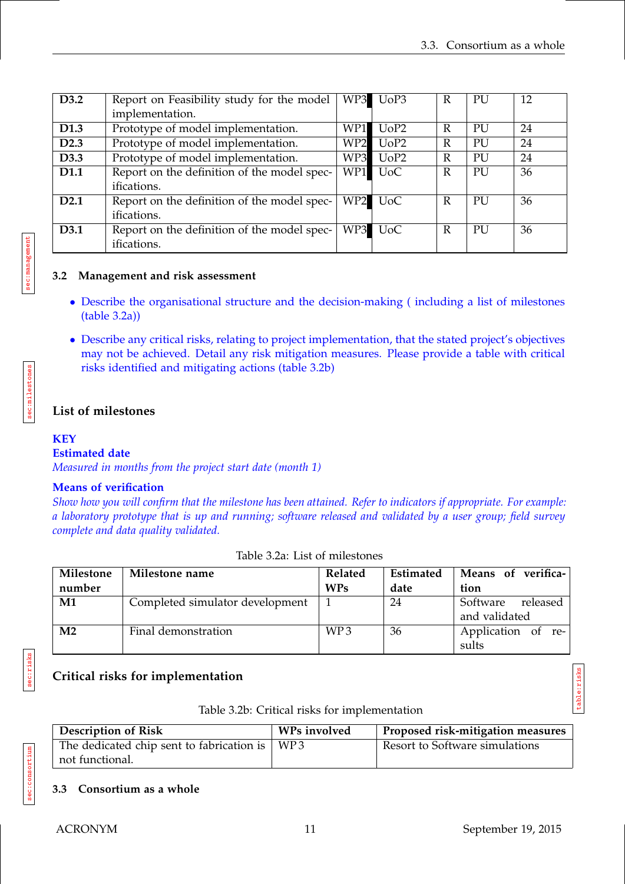| D3.2 | Report on Feasibility study for the model implementation. | WP3 | UoP3 | R | PU | 12 |
|---|---|---|---|---|---|---|
| D1.3 | Prototype of model implementation. | WP1 | UoP2 | R | PU | 24 |
| D2.3 | Prototype of model implementation. | WP2 | UoP2 | R | PU | 24 |
| D3.3 | Prototype of model implementation. | WP3 | UoP2 | R | PU | 24 |
| D1.1 | Report on the definition of the model specifications. | WP1 | UoC | R | PU | 36 |
| D2.1 | Report on the definition of the model specifications. | WP2 | UoC | R | PU | 36 |
| D3.1 | Report on the definition of the model specifications. | WP3 | UoC | R | PU | 36 |

### 3.2 Management and risk assessment

- Describe the organisational structure and the decision-making ( including a list of milestones (table 3.2a))
- Describe any critical risks, relating to project implementation, that the stated project's objectives may not be achieved. Detail any risk mitigation measures. Please provide a table with critical risks identified and mitigating actions (table 3.2b)

## List of milestones

**KEY**

**Estimated date**

*Measured in months from the project start date (month 1)*

**Means of verification**

*Show how you will confirm that the milestone has been attained. Refer to indicators if appropriate. For example: a laboratory prototype that is up and running; software released and validated by a user group; field survey complete and data quality validated.*

Table 3.2a: List of milestones

| Milestone number | Milestone name | Related WPs | Estimated date | Means of verification |
|---|---|---|---|---|
| M1 | Completed simulator development | 1 | 24 | Software released and validated |
| M2 | Final demonstration | WP 3 | 36 | Application of results |

## Critical risks for implementation

Table 3.2b: Critical risks for implementation

| Description of Risk | WPs involved | Proposed risk-mitigation measures |
|---|---|---|
| The dedicated chip sent to fabrication is not functional. | WP 3 | Resort to Software simulations |

### 3.3 Consortium as a whole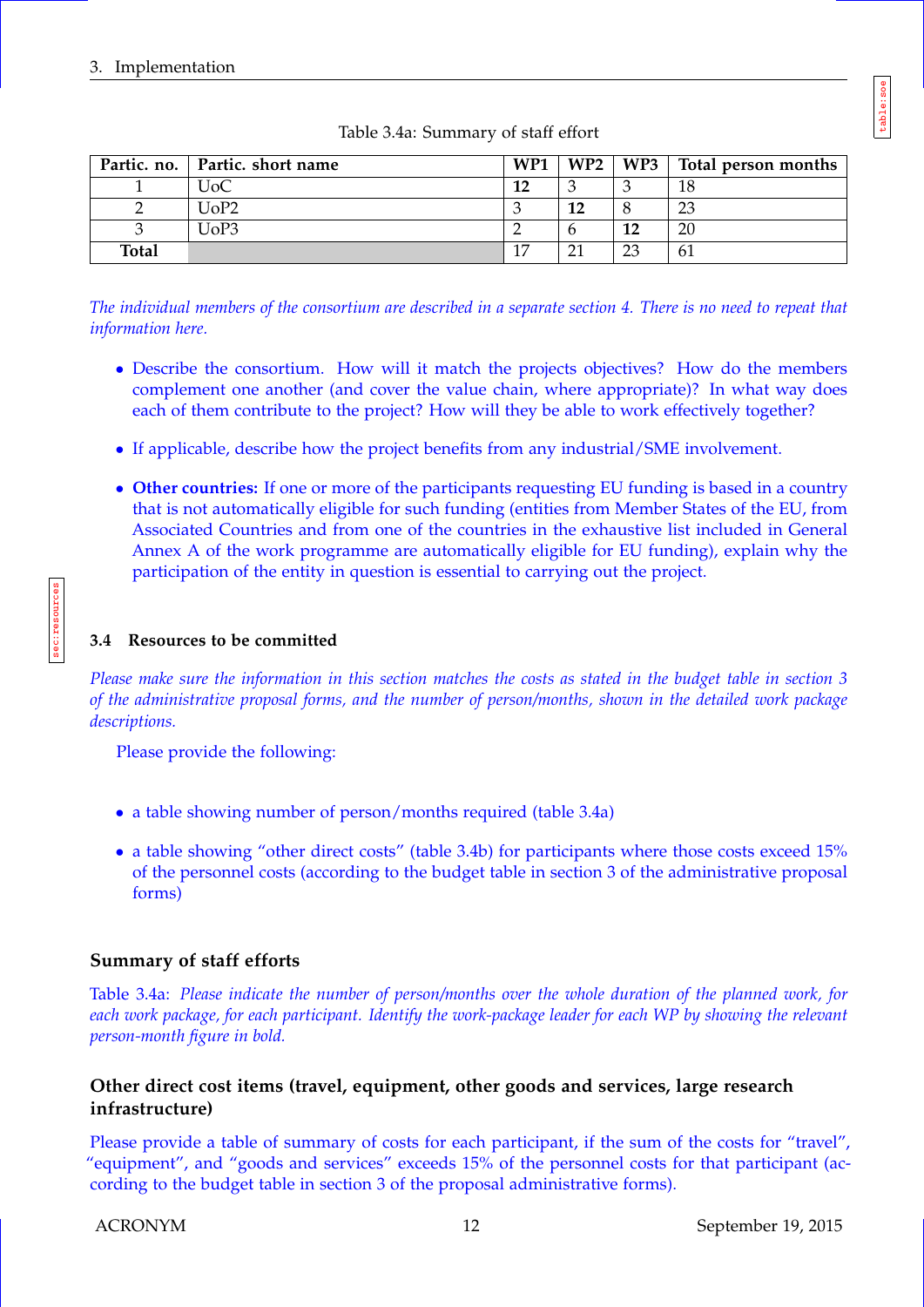Table 3.4a: Summary of staff effort

| Partic. no. | Partic. short name | WP1 | WP2 | WP3 | Total person months |
|---|---|---|---|---|---|
| 1 | UoC | **12** | 3 | 3 | 18 |
| 2 | UoP2 | 3 | **12** | 8 | 23 |
| 3 | UoP3 | 2 | 6 | **12** | 20 |
| **Total** | | 17 | 21 | 23 | 61 |

*The individual members of the consortium are described in a separate section 4. There is no need to repeat that information here.*

- Describe the consortium. How will it match the projects objectives? How do the members complement one another (and cover the value chain, where appropriate)? In what way does each of them contribute to the project? How will they be able to work effectively together?
- If applicable, describe how the project benefits from any industrial/SME involvement.
- **Other countries:** If one or more of the participants requesting EU funding is based in a country that is not automatically eligible for such funding (entities from Member States of the EU, from Associated Countries and from one of the countries in the exhaustive list included in General Annex A of the work programme are automatically eligible for EU funding), explain why the participation of the entity in question is essential to carrying out the project.

### 3.4 Resources to be committed

*Please make sure the information in this section matches the costs as stated in the budget table in section 3 of the administrative proposal forms, and the number of person/months, shown in the detailed work package descriptions.*

Please provide the following:

- a table showing number of person/months required (table 3.4a)
- a table showing "other direct costs" (table 3.4b) for participants where those costs exceed 15% of the personnel costs (according to the budget table in section 3 of the administrative proposal forms)

#### Summary of staff efforts

Table 3.4a: *Please indicate the number of person/months over the whole duration of the planned work, for each work package, for each participant. Identify the work-package leader for each WP by showing the relevant person-month figure in bold.*

#### Other direct cost items (travel, equipment, other goods and services, large research infrastructure)

Please provide a table of summary of costs for each participant, if the sum of the costs for "travel", "equipment", and "goods and services" exceeds 15% of the personnel costs for that participant (according to the budget table in section 3 of the proposal administrative forms).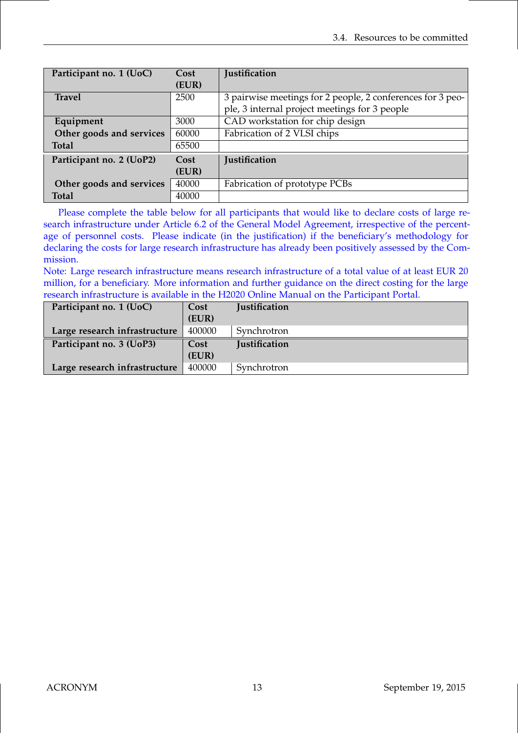| Participant no. 1 (UoC) | Cost (EUR) | Justification |
|---|---|---|
| **Travel** | 2500 | 3 pairwise meetings for 2 people, 2 conferences for 3 people, 3 internal project meetings for 3 people |
| **Equipment** | 3000 | CAD workstation for chip design |
| **Other goods and services** | 60000 | Fabrication of 2 VLSI chips |
| **Total** | 65500 | |

| Participant no. 2 (UoP2) | Cost (EUR) | Justification |
|---|---|---|
| **Other goods and services** | 40000 | Fabrication of prototype PCBs |
| **Total** | 40000 | |

Please complete the table below for all participants that would like to declare costs of large research infrastructure under Article 6.2 of the General Model Agreement, irrespective of the percentage of personnel costs. Please indicate (in the justification) if the beneficiary's methodology for declaring the costs for large research infrastructure has already been positively assessed by the Commission.

Note: Large research infrastructure means research infrastructure of a total value of at least EUR 20 million, for a beneficiary. More information and further guidance on the direct costing for the large research infrastructure is available in the H2020 Online Manual on the Participant Portal.

| Participant no. 1 (UoC) | Cost (EUR) | Justification |
|---|---|---|
| **Large research infrastructure** | 400000 | Synchrotron |

| Participant no. 3 (UoP3) | Cost (EUR) | Justification |
|---|---|---|
| **Large research infrastructure** | 400000 | Synchrotron |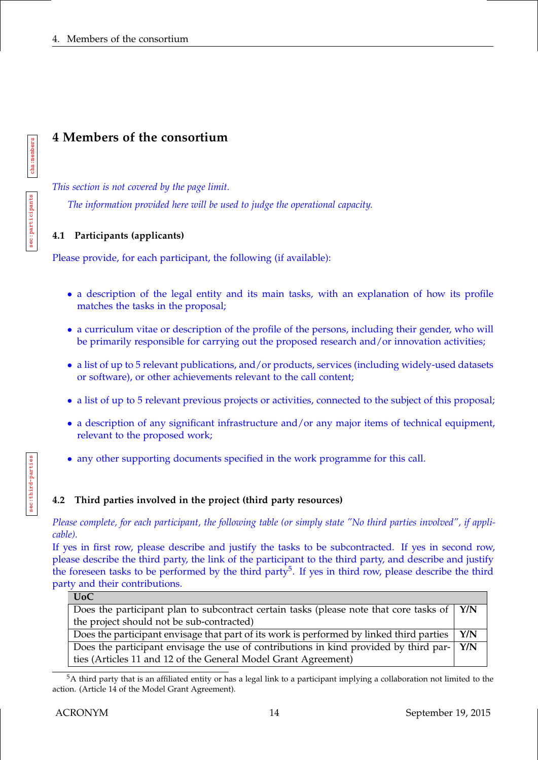# 4 Members of the consortium

*This section is not covered by the page limit.*

*The information provided here will be used to judge the operational capacity.*

### 4.1 Participants (applicants)

Please provide, for each participant, the following (if available):

- a description of the legal entity and its main tasks, with an explanation of how its profile matches the tasks in the proposal;
- a curriculum vitae or description of the profile of the persons, including their gender, who will be primarily responsible for carrying out the proposed research and/or innovation activities;
- a list of up to 5 relevant publications, and/or products, services (including widely-used datasets or software), or other achievements relevant to the call content;
- a list of up to 5 relevant previous projects or activities, connected to the subject of this proposal;
- a description of any significant infrastructure and/or any major items of technical equipment, relevant to the proposed work;
- any other supporting documents specified in the work programme for this call.

### 4.2 Third parties involved in the project (third party resources)

*Please complete, for each participant, the following table (or simply state "No third parties involved", if applicable).*

If yes in first row, please describe and justify the tasks to be subcontracted. If yes in second row, please describe the third party, the link of the participant to the third party, and describe and justify the foreseen tasks to be performed by the third party[5]. If yes in third row, please describe the third party and their contributions.

| **UoC** | |
|---|---|
| Does the participant plan to subcontract certain tasks (please note that core tasks of the project should not be sub-contracted) | **Y/N** |
| Does the participant envisage that part of its work is performed by linked third parties | **Y/N** |
| Does the participant envisage the use of contributions in kind provided by third parties (Articles 11 and 12 of the General Model Grant Agreement) | **Y/N** |

[5]A third party that is an affiliated entity or has a legal link to a participant implying a collaboration not limited to the action. (Article 14 of the Model Grant Agreement).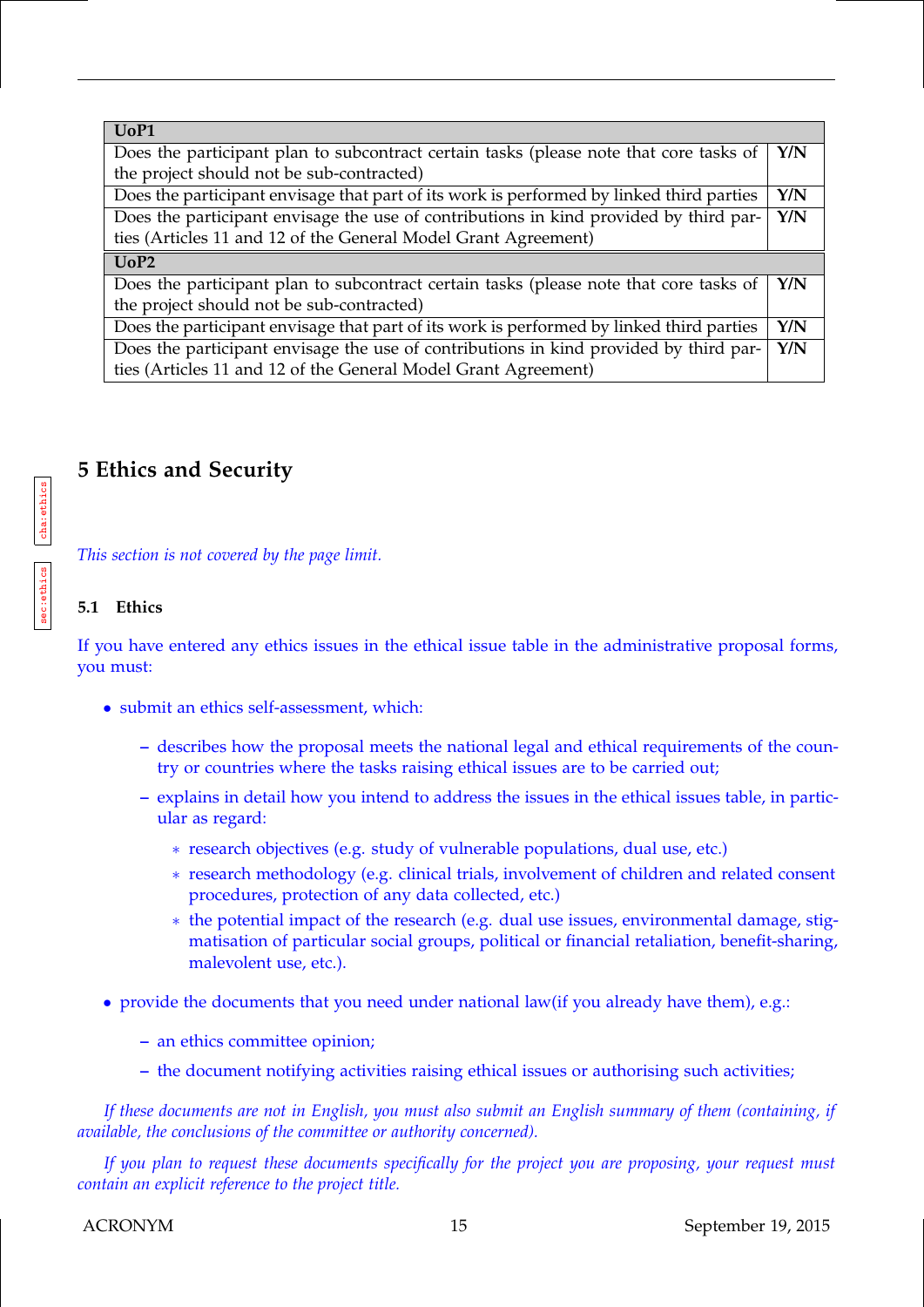| UoP1 | |
|---|---|
| Does the participant plan to subcontract certain tasks (please note that core tasks of the project should not be sub-contracted) | **Y/N** |
| Does the participant envisage that part of its work is performed by linked third parties | **Y/N** |
| Does the participant envisage the use of contributions in kind provided by third parties (Articles 11 and 12 of the General Model Grant Agreement) | **Y/N** |
| **UoP2** | |
| Does the participant plan to subcontract certain tasks (please note that core tasks of the project should not be sub-contracted) | **Y/N** |
| Does the participant envisage that part of its work is performed by linked third parties | **Y/N** |
| Does the participant envisage the use of contributions in kind provided by third parties (Articles 11 and 12 of the General Model Grant Agreement) | **Y/N** |

# 5 Ethics and Security

*This section is not covered by the page limit.*

### 5.1 Ethics

If you have entered any ethics issues in the ethical issue table in the administrative proposal forms, you must:

- submit an ethics self-assessment, which:
  - describes how the proposal meets the national legal and ethical requirements of the country or countries where the tasks raising ethical issues are to be carried out;
  - explains in detail how you intend to address the issues in the ethical issues table, in particular as regard:
    - research objectives (e.g. study of vulnerable populations, dual use, etc.)
    - research methodology (e.g. clinical trials, involvement of children and related consent procedures, protection of any data collected, etc.)
    - the potential impact of the research (e.g. dual use issues, environmental damage, stigmatisation of particular social groups, political or financial retaliation, benefit-sharing, malevolent use, etc.).
- provide the documents that you need under national law(if you already have them), e.g.:
  - an ethics committee opinion;
  - the document notifying activities raising ethical issues or authorising such activities;

*If these documents are not in English, you must also submit an English summary of them (containing, if available, the conclusions of the committee or authority concerned).*

*If you plan to request these documents specifically for the project you are proposing, your request must contain an explicit reference to the project title.*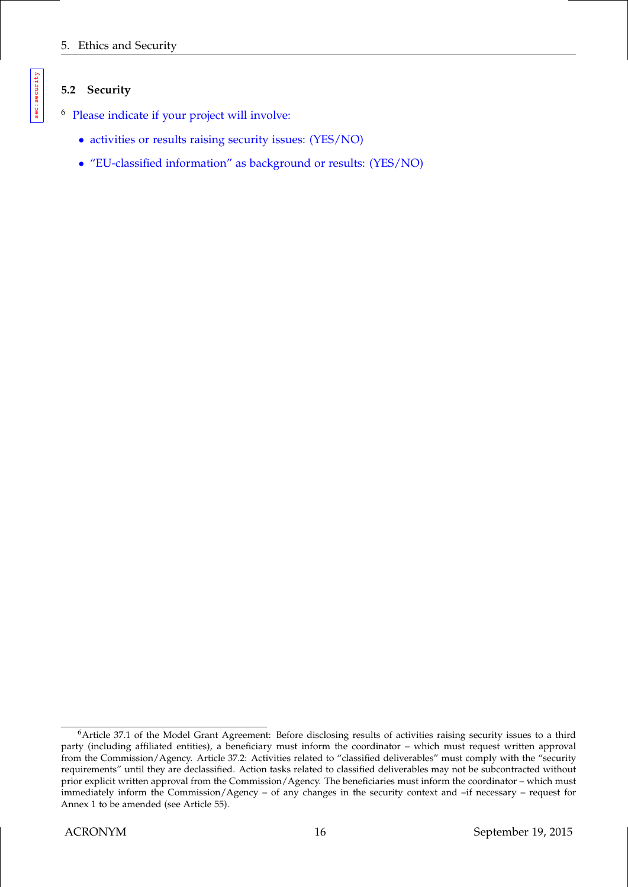## 5.2 Security

[6] Please indicate if your project will involve:

- activities or results raising security issues: (YES/NO)
- "EU-classified information" as background or results: (YES/NO)

[6] Article 37.1 of the Model Grant Agreement: Before disclosing results of activities raising security issues to a third party (including affiliated entities), a beneficiary must inform the coordinator – which must request written approval from the Commission/Agency. Article 37.2: Activities related to "classified deliverables" must comply with the "security requirements" until they are declassified. Action tasks related to classified deliverables may not be subcontracted without prior explicit written approval from the Commission/Agency. The beneficiaries must inform the coordinator – which must immediately inform the Commission/Agency – of any changes in the security context and –if necessary – request for Annex 1 to be amended (see Article 55).